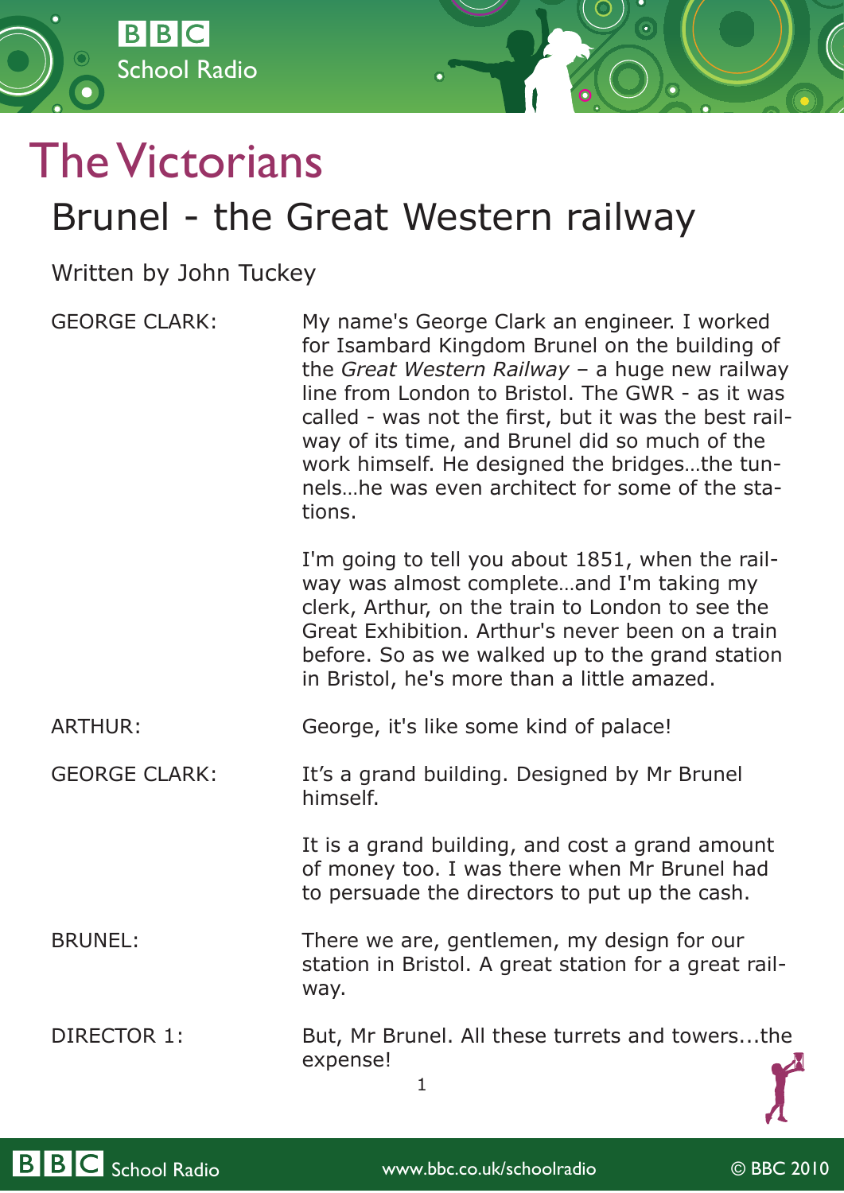# The Victorians

## Brunel - the Great Western railway

Written by John Tuckey

GEORGE CLARK: My name's George Clark an engineer. I worked for Isambard Kingdom Brunel on the building of the *Great Western Railway* – a huge new railway line from London to Bristol. The GWR - as it was called - was not the first, but it was the best railway of its time, and Brunel did so much of the work himself. He designed the bridges…the tunnels…he was even architect for some of the stations.

I'm going to tell you about 1851, when the railway was almost complete…and I'm taking my clerk, Arthur, on the train to London to see the Great Exhibition. Arthur's never been on a train before. So as we walked up to the grand station in Bristol, he's more than a little amazed.

ARTHUR: George, it's like some kind of palace!

GEORGE CLARK: It's a grand building. Designed by Mr Brunel himself.

It is a grand building, and cost a grand amount of money too. I was there when Mr Brunel had to persuade the directors to put up the cash.

BRUNEL: There we are, gentlemen, my design for our station in Bristol. A great station for a great railway.

DIRECTOR 1: But, Mr Brunel. All these turrets and towers...the expense!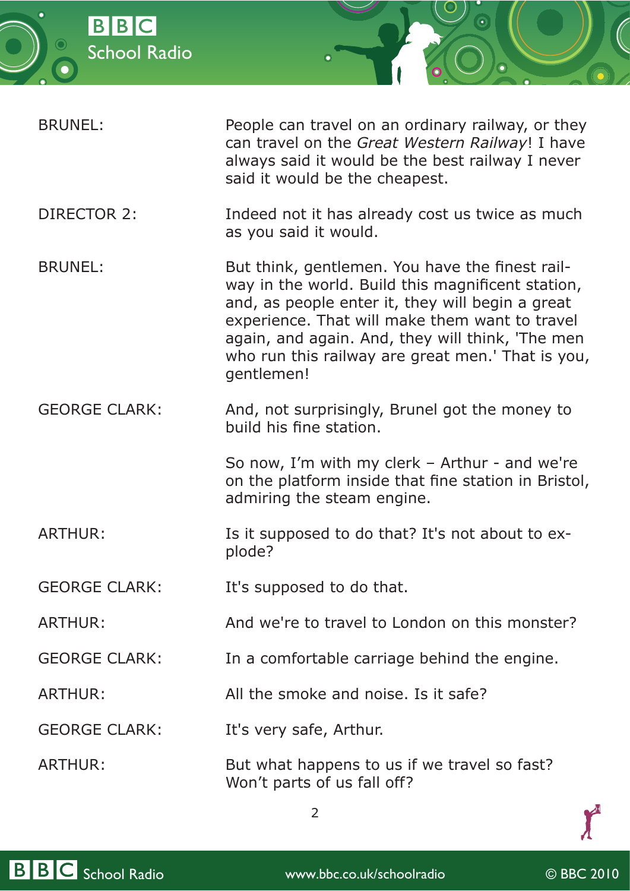**BRUNEL:** People can travel on an ordinary railway, or they can travel on the *Great Western Railway*! I have always said it would be the best railway I never said it would be the cheapest.

**DIRECTOR 2:** Indeed not it has already cost us twice as much as you said it would.

**BRUNEL:** But think, gentlemen. You have the finest railway in the world. Build this magnificent station, and, as people enter it, they will begin a great experience. That will make them want to travel again, and again. And, they will think, 'The men who run this railway are great men.' That is you, gentlemen!

**GEORGE CLARK:** And, not surprisingly, Brunel got the money to build his fine station.

So now, I'm with my clerk – Arthur - and we're on the platform inside that fine station in Bristol, admiring the steam engine.

**ARTHUR:** Is it supposed to do that? It's not about to explode?

**GEORGE CLARK:** It's supposed to do that.

**ARTHUR:** And we're to travel to London on this monster?

**GEORGE CLARK:** In a comfortable carriage behind the engine.

**ARTHUR:** All the smoke and noise. Is it safe?

**GEORGE CLARK:** It's very safe, Arthur.

**ARTHUR:** But what happens to us if we travel so fast? Won't parts of us fall off?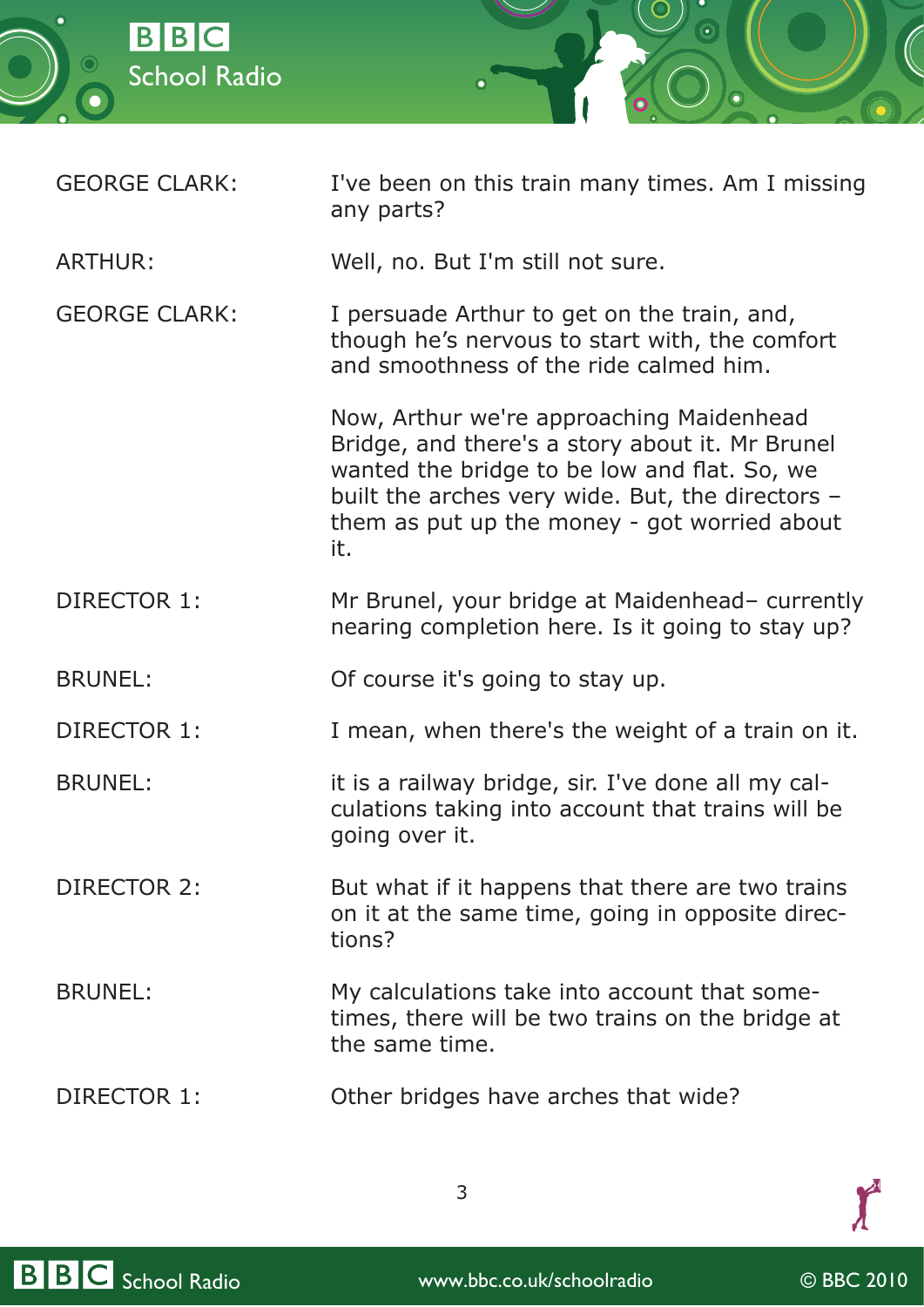GEORGE CLARK: I've been on this train many times. Am I missing any parts?

ARTHUR: Well, no. But I'm still not sure.

GEORGE CLARK: I persuade Arthur to get on the train, and, though he's nervous to start with, the comfort and smoothness of the ride calmed him.

Now, Arthur we're approaching Maidenhead Bridge, and there's a story about it. Mr Brunel wanted the bridge to be low and flat. So, we built the arches very wide. But, the directors – them as put up the money - got worried about it.

DIRECTOR 1: Mr Brunel, your bridge at Maidenhead– currently nearing completion here. Is it going to stay up?

BRUNEL: Of course it's going to stay up.

DIRECTOR 1: I mean, when there's the weight of a train on it.

BRUNEL: it is a railway bridge, sir. I've done all my calculations taking into account that trains will be going over it.

DIRECTOR 2: But what if it happens that there are two trains on it at the same time, going in opposite directions?

BRUNEL: My calculations take into account that sometimes, there will be two trains on the bridge at the same time.

DIRECTOR 1: Other bridges have arches that wide?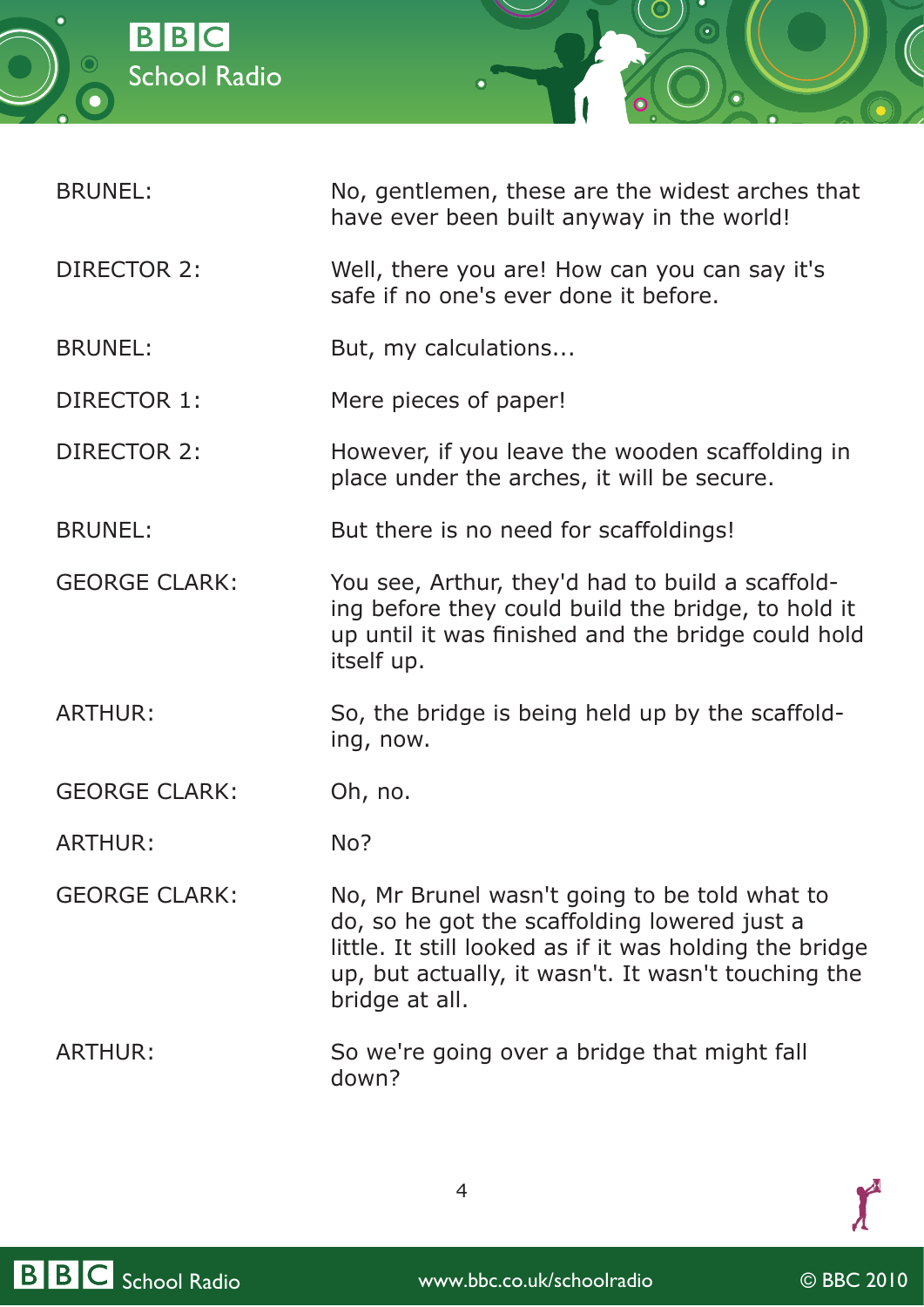BRUNEL: No, gentlemen, these are the widest arches that have ever been built anyway in the world!

DIRECTOR 2: Well, there you are! How can you can say it's safe if no one's ever done it before.

BRUNEL: But, my calculations...

DIRECTOR 1: Mere pieces of paper!

DIRECTOR 2: However, if you leave the wooden scaffolding in place under the arches, it will be secure.

BRUNEL: But there is no need for scaffoldings!

GEORGE CLARK: You see, Arthur, they'd had to build a scaffolding before they could build the bridge, to hold it up until it was finished and the bridge could hold itself up.

ARTHUR: So, the bridge is being held up by the scaffolding, now.

GEORGE CLARK: Oh, no.

ARTHUR: No?

GEORGE CLARK: No, Mr Brunel wasn't going to be told what to do, so he got the scaffolding lowered just a little. It still looked as if it was holding the bridge up, but actually, it wasn't. It wasn't touching the bridge at all.

ARTHUR: So we're going over a bridge that might fall down?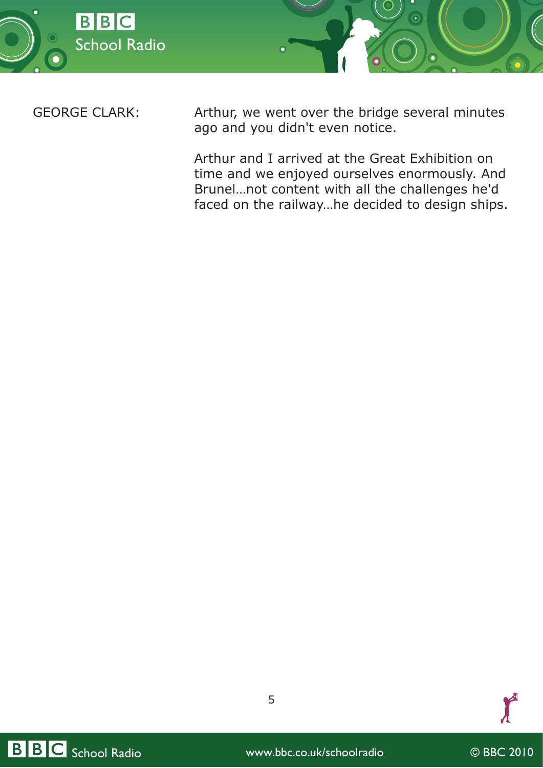GEORGE CLARK: Arthur, we went over the bridge several minutes ago and you didn't even notice.

Arthur and I arrived at the Great Exhibition on time and we enjoyed ourselves enormously. And Brunel…not content with all the challenges he'd faced on the railway…he decided to design ships.